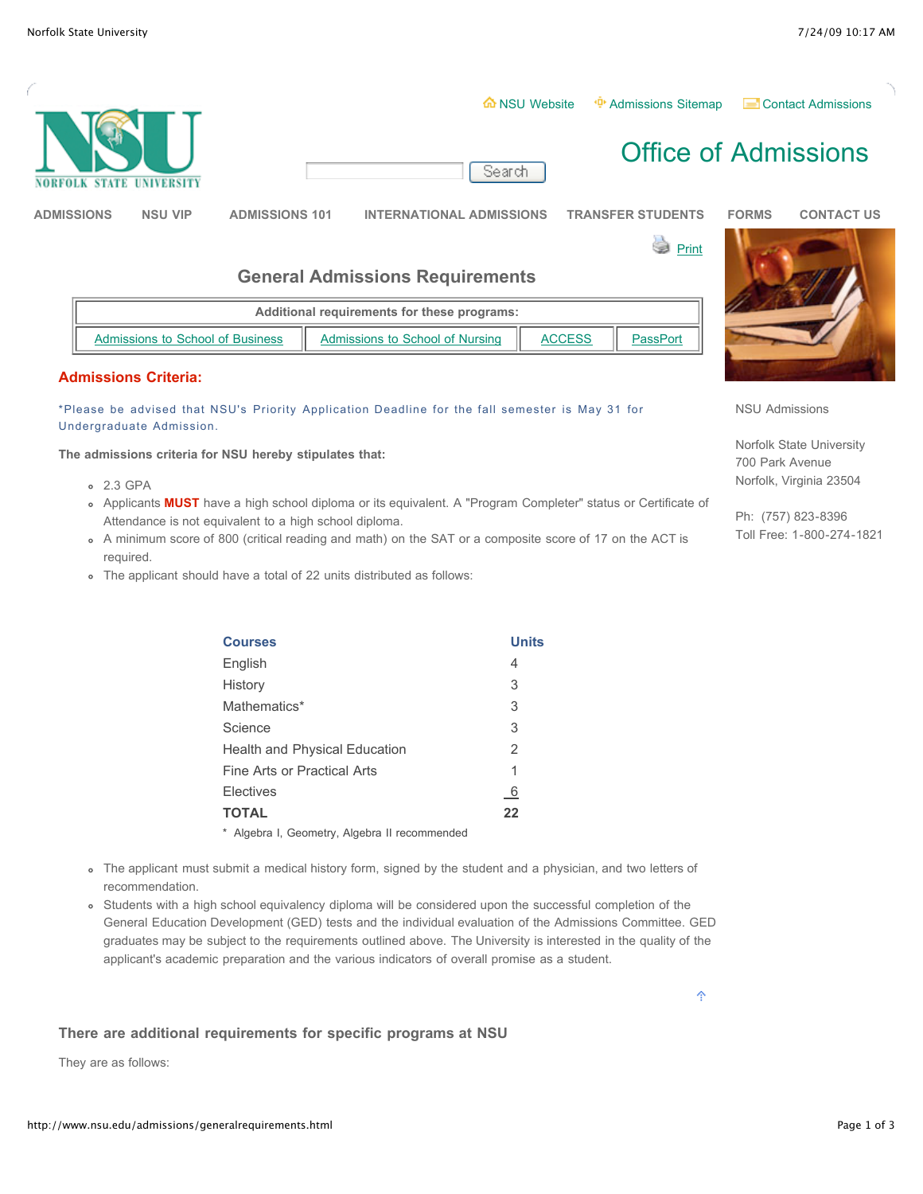[NSU Website](#) [Admissions Sitemap](#) [Contact Admissions](#)

# Office of Admissions

ADMISSIONS NSU VIP ADMISSIONS 101 INTERNATIONAL ADMISSIONS TRANSFER STUDENTS FORMS CONTACT US

Print

## General Admissions Requirements

| Additional requirements for these programs: | | | |
|---|---|---|---|
| Admissions to School of Business | Admissions to School of Nursing | ACCESS | PassPort |

### Admissions Criteria:

*Please be advised that NSU's Priority Application Deadline for the fall semester is May 31 for Undergraduate Admission.

**The admissions criteria for NSU hereby stipulates that:**

- 2.3 GPA
- Applicants **MUST** have a high school diploma or its equivalent. A "Program Completer" status or Certificate of Attendance is not equivalent to a high school diploma.
- A minimum score of 800 (critical reading and math) on the SAT or a composite score of 17 on the ACT is required.
- The applicant should have a total of 22 units distributed as follows:

| Courses | Units |
|---|---|
| English | 4 |
| History | 3 |
| Mathematics* | 3 |
| Science | 3 |
| Health and Physical Education | 2 |
| Fine Arts or Practical Arts | 1 |
| Electives | 6 |
| **TOTAL** | **22** |

\* Algebra I, Geometry, Algebra II recommended

- The applicant must submit a medical history form, signed by the student and a physician, and two letters of recommendation.
- Students with a high school equivalency diploma will be considered upon the successful completion of the General Education Development (GED) tests and the individual evaluation of the Admissions Committee. GED graduates may be subject to the requirements outlined above. The University is interested in the quality of the applicant's academic preparation and the various indicators of overall promise as a student.

### There are additional requirements for specific programs at NSU

They are as follows:

NSU Admissions

Norfolk State University
700 Park Avenue
Norfolk, Virginia 23504

Ph: (757) 823-8396
Toll Free: 1-800-274-1821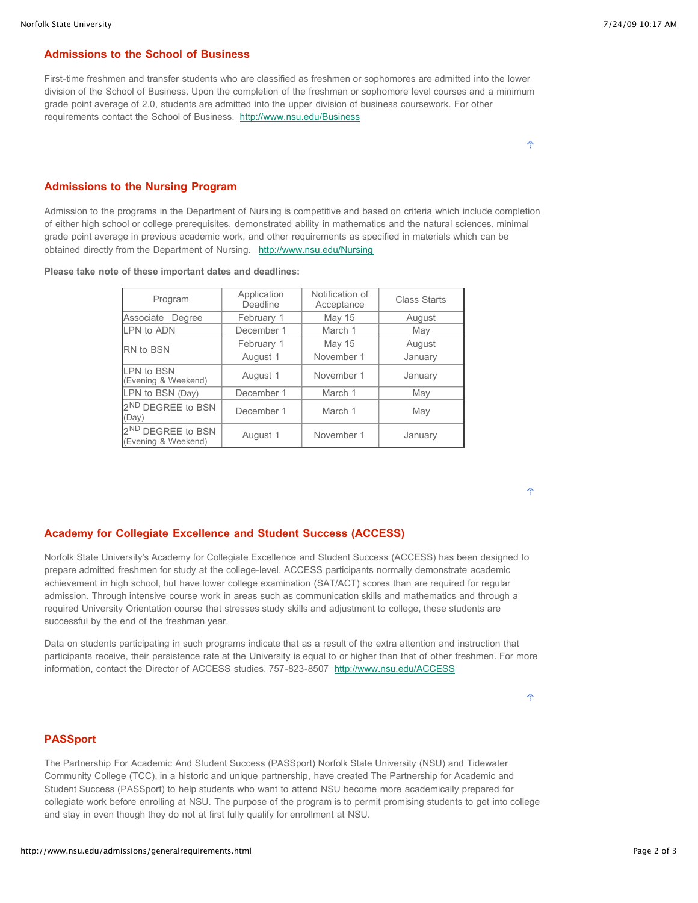## Admissions to the School of Business

First-time freshmen and transfer students who are classified as freshmen or sophomores are admitted into the lower division of the School of Business. Upon the completion of the freshman or sophomore level courses and a minimum grade point average of 2.0, students are admitted into the upper division of business coursework. For other requirements contact the School of Business. http://www.nsu.edu/Business

## Admissions to the Nursing Program

Admission to the programs in the Department of Nursing is competitive and based on criteria which include completion of either high school or college prerequisites, demonstrated ability in mathematics and the natural sciences, minimal grade point average in previous academic work, and other requirements as specified in materials which can be obtained directly from the Department of Nursing. http://www.nsu.edu/Nursing

**Please take note of these important dates and deadlines:**

| Program | Application Deadline | Notification of Acceptance | Class Starts |
|---|---|---|---|
| Associate Degree | February 1 | May 15 | August |
| LPN to ADN | December 1 | March 1 | May |
| RN to BSN | February 1 | May 15 | August |
| | August 1 | November 1 | January |
| LPN to BSN (Evening & Weekend) | August 1 | November 1 | January |
| LPN to BSN (Day) | December 1 | March 1 | May |
| 2ND DEGREE to BSN (Day) | December 1 | March 1 | May |
| 2ND DEGREE to BSN (Evening & Weekend) | August 1 | November 1 | January |

## Academy for Collegiate Excellence and Student Success (ACCESS)

Norfolk State University's Academy for Collegiate Excellence and Student Success (ACCESS) has been designed to prepare admitted freshmen for study at the college-level. ACCESS participants normally demonstrate academic achievement in high school, but have lower college examination (SAT/ACT) scores than are required for regular admission. Through intensive course work in areas such as communication skills and mathematics and through a required University Orientation course that stresses study skills and adjustment to college, these students are successful by the end of the freshman year.

Data on students participating in such programs indicate that as a result of the extra attention and instruction that participants receive, their persistence rate at the University is equal to or higher than that of other freshmen. For more information, contact the Director of ACCESS studies. 757-823-8507 http://www.nsu.edu/ACCESS

## PASSport

The Partnership For Academic And Student Success (PASSport) Norfolk State University (NSU) and Tidewater Community College (TCC), in a historic and unique partnership, have created The Partnership for Academic and Student Success (PASSport) to help students who want to attend NSU become more academically prepared for collegiate work before enrolling at NSU. The purpose of the program is to permit promising students to get into college and stay in even though they do not at first fully qualify for enrollment at NSU.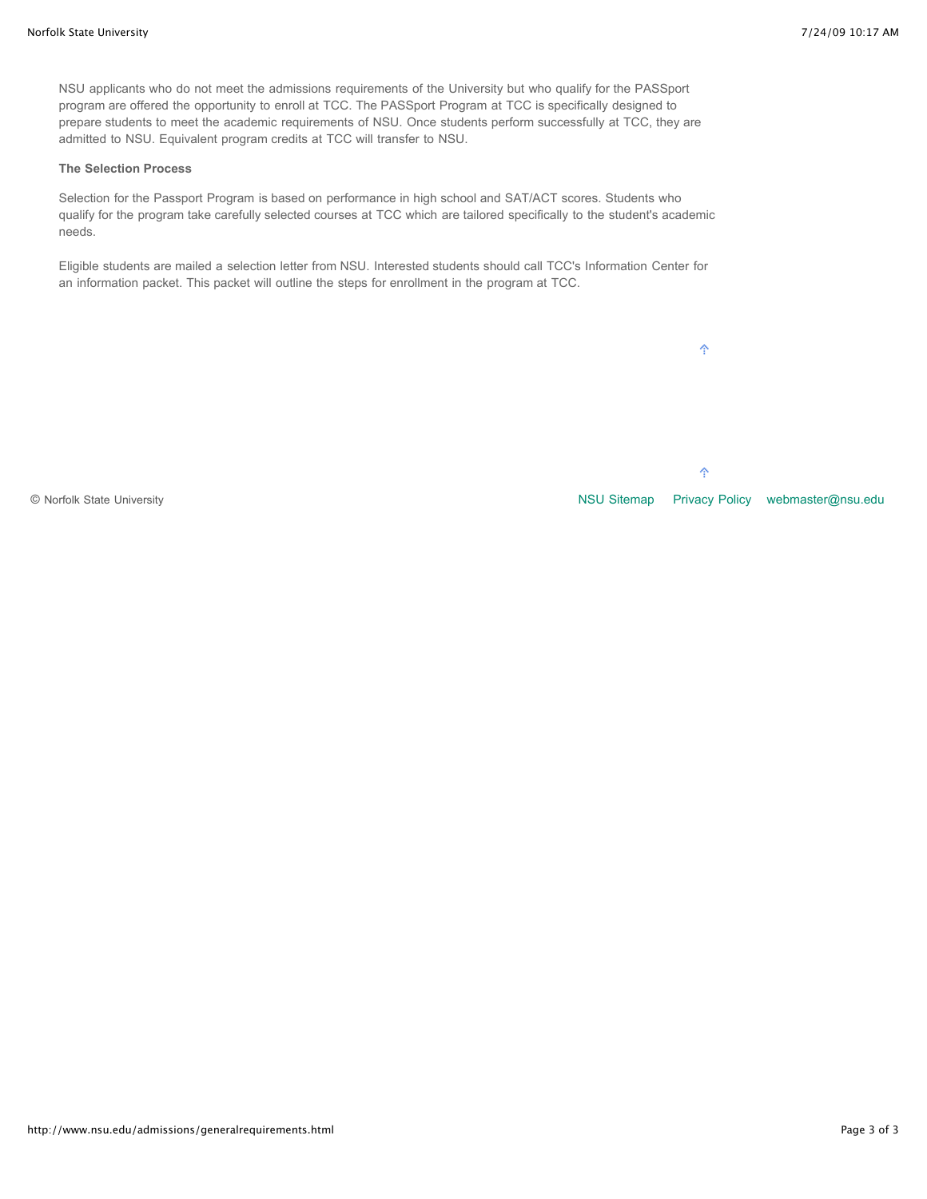NSU applicants who do not meet the admissions requirements of the University but who qualify for the PASSport program are offered the opportunity to enroll at TCC. The PASSport Program at TCC is specifically designed to prepare students to meet the academic requirements of NSU. Once students perform successfully at TCC, they are admitted to NSU. Equivalent program credits at TCC will transfer to NSU.

**The Selection Process**

Selection for the Passport Program is based on performance in high school and SAT/ACT scores. Students who qualify for the program take carefully selected courses at TCC which are tailored specifically to the student's academic needs.

Eligible students are mailed a selection letter from NSU. Interested students should call TCC's Information Center for an information packet. This packet will outline the steps for enrollment in the program at TCC.

© Norfolk State University

NSU Sitemap    Privacy Policy    webmaster@nsu.edu